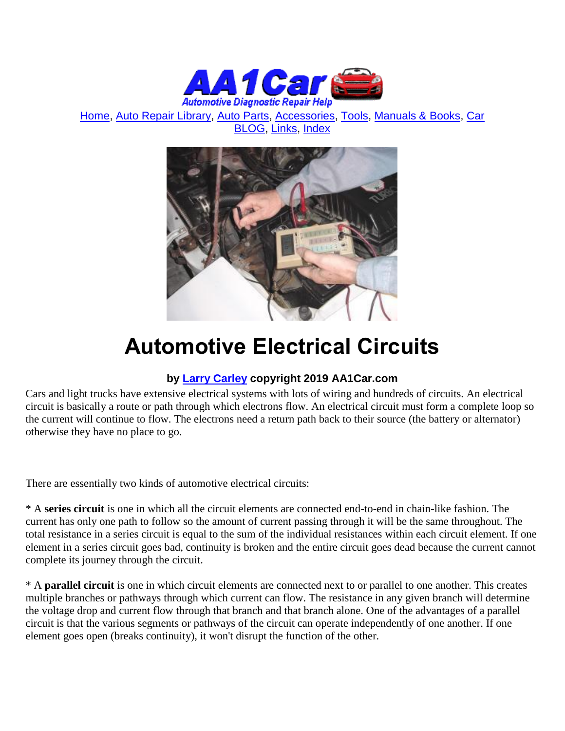AA1Car Automotive Diagnostic Repair Help

Home, Auto Repair Library, Auto Parts, Accessories, Tools, Manuals & Books, Car BLOG, Links, Index

# Automotive Electrical Circuits

**by Larry Carley copyright 2019 AA1Car.com**

Cars and light trucks have extensive electrical systems with lots of wiring and hundreds of circuits. An electrical circuit is basically a route or path through which electrons flow. An electrical circuit must form a complete loop so the current will continue to flow. The electrons need a return path back to their source (the battery or alternator) otherwise they have no place to go.

There are essentially two kinds of automotive electrical circuits:

* A **series circuit** is one in which all the circuit elements are connected end-to-end in chain-like fashion. The current has only one path to follow so the amount of current passing through it will be the same throughout. The total resistance in a series circuit is equal to the sum of the individual resistances within each circuit element. If one element in a series circuit goes bad, continuity is broken and the entire circuit goes dead because the current cannot complete its journey through the circuit.

* A **parallel circuit** is one in which circuit elements are connected next to or parallel to one another. This creates multiple branches or pathways through which current can flow. The resistance in any given branch will determine the voltage drop and current flow through that branch and that branch alone. One of the advantages of a parallel circuit is that the various segments or pathways of the circuit can operate independently of one another. If one element goes open (breaks continuity), it won't disrupt the function of the other.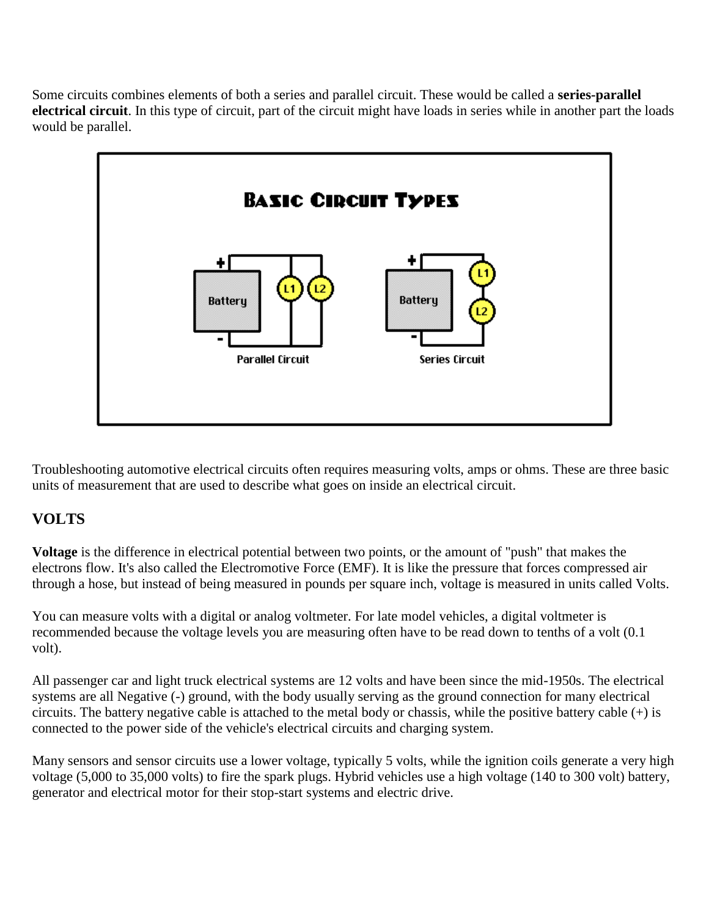Some circuits combines elements of both a series and parallel circuit. These would be called a **series-parallel electrical circuit**. In this type of circuit, part of the circuit might have loads in series while in another part the loads would be parallel.

Troubleshooting automotive electrical circuits often requires measuring volts, amps or ohms. These are three basic units of measurement that are used to describe what goes on inside an electrical circuit.

## VOLTS

**Voltage** is the difference in electrical potential between two points, or the amount of "push" that makes the electrons flow. It's also called the Electromotive Force (EMF). It is like the pressure that forces compressed air through a hose, but instead of being measured in pounds per square inch, voltage is measured in units called Volts.

You can measure volts with a digital or analog voltmeter. For late model vehicles, a digital voltmeter is recommended because the voltage levels you are measuring often have to be read down to tenths of a volt (0.1 volt).

All passenger car and light truck electrical systems are 12 volts and have been since the mid-1950s. The electrical systems are all Negative (-) ground, with the body usually serving as the ground connection for many electrical circuits. The battery negative cable is attached to the metal body or chassis, while the positive battery cable (+) is connected to the power side of the vehicle's electrical circuits and charging system.

Many sensors and sensor circuits use a lower voltage, typically 5 volts, while the ignition coils generate a very high voltage (5,000 to 35,000 volts) to fire the spark plugs. Hybrid vehicles use a high voltage (140 to 300 volt) battery, generator and electrical motor for their stop-start systems and electric drive.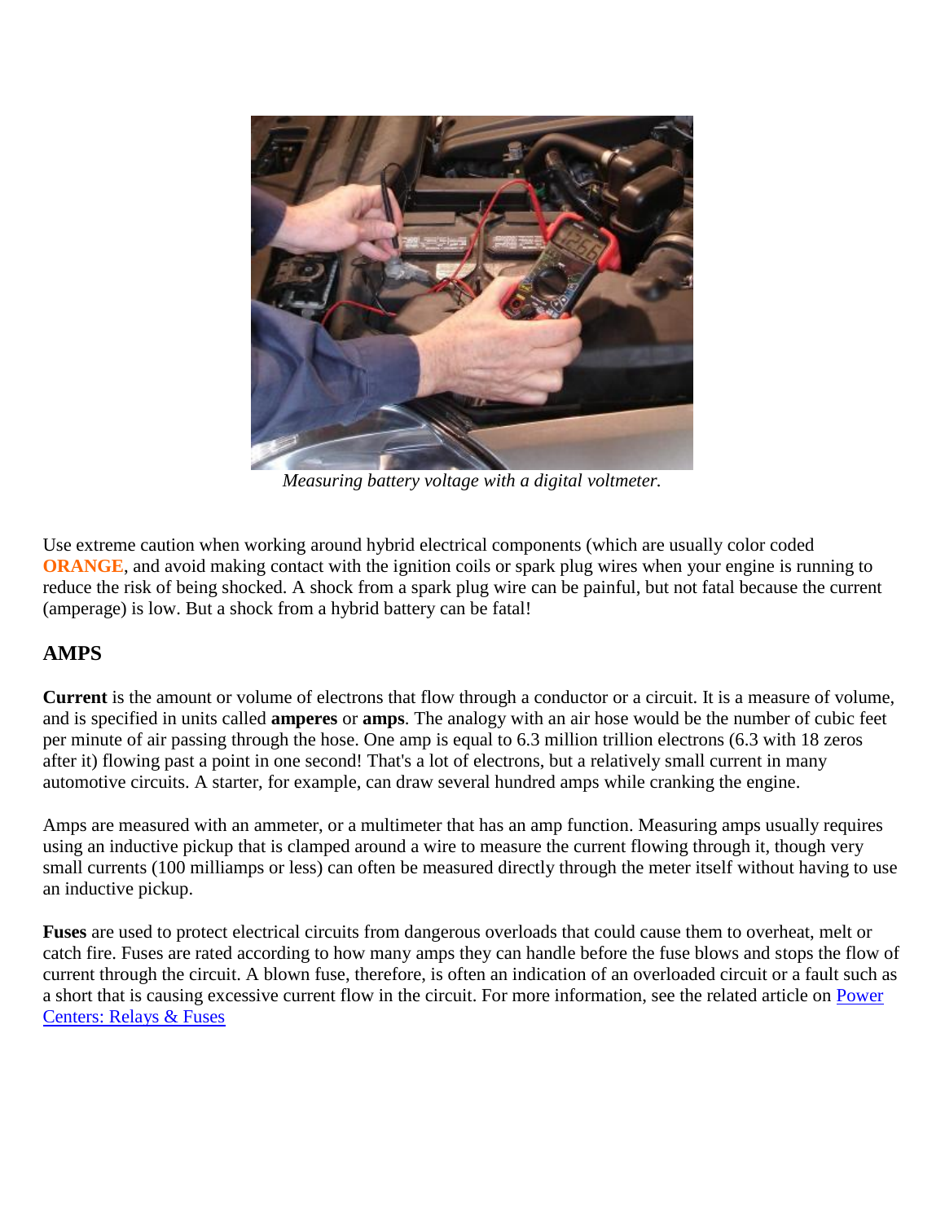*Measuring battery voltage with a digital voltmeter.*

Use extreme caution when working around hybrid electrical components (which are usually color coded **ORANGE**, and avoid making contact with the ignition coils or spark plug wires when your engine is running to reduce the risk of being shocked. A shock from a spark plug wire can be painful, but not fatal because the current (amperage) is low. But a shock from a hybrid battery can be fatal!

## AMPS

**Current** is the amount or volume of electrons that flow through a conductor or a circuit. It is a measure of volume, and is specified in units called **amperes** or **amps**. The analogy with an air hose would be the number of cubic feet per minute of air passing through the hose. One amp is equal to 6.3 million trillion electrons (6.3 with 18 zeros after it) flowing past a point in one second! That's a lot of electrons, but a relatively small current in many automotive circuits. A starter, for example, can draw several hundred amps while cranking the engine.

Amps are measured with an ammeter, or a multimeter that has an amp function. Measuring amps usually requires using an inductive pickup that is clamped around a wire to measure the current flowing through it, though very small currents (100 milliamps or less) can often be measured directly through the meter itself without having to use an inductive pickup.

**Fuses** are used to protect electrical circuits from dangerous overloads that could cause them to overheat, melt or catch fire. Fuses are rated according to how many amps they can handle before the fuse blows and stops the flow of current through the circuit. A blown fuse, therefore, is often an indication of an overloaded circuit or a fault such as a short that is causing excessive current flow in the circuit. For more information, see the related article on Power Centers: Relays & Fuses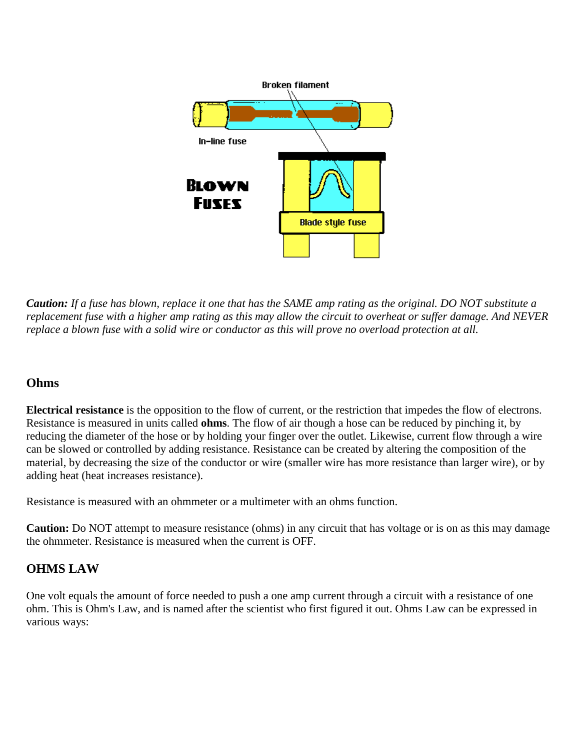***Caution:*** *If a fuse has blown, replace it one that has the SAME amp rating as the original. DO NOT substitute a replacement fuse with a higher amp rating as this may allow the circuit to overheat or suffer damage. And NEVER replace a blown fuse with a solid wire or conductor as this will prove no overload protection at all.*

## Ohms

**Electrical resistance** is the opposition to the flow of current, or the restriction that impedes the flow of electrons. Resistance is measured in units called **ohms**. The flow of air though a hose can be reduced by pinching it, by reducing the diameter of the hose or by holding your finger over the outlet. Likewise, current flow through a wire can be slowed or controlled by adding resistance. Resistance can be created by altering the composition of the material, by decreasing the size of the conductor or wire (smaller wire has more resistance than larger wire), or by adding heat (heat increases resistance).

Resistance is measured with an ohmmeter or a multimeter with an ohms function.

**Caution:** Do NOT attempt to measure resistance (ohms) in any circuit that has voltage or is on as this may damage the ohmmeter. Resistance is measured when the current is OFF.

## OHMS LAW

One volt equals the amount of force needed to push a one amp current through a circuit with a resistance of one ohm. This is Ohm's Law, and is named after the scientist who first figured it out. Ohms Law can be expressed in various ways: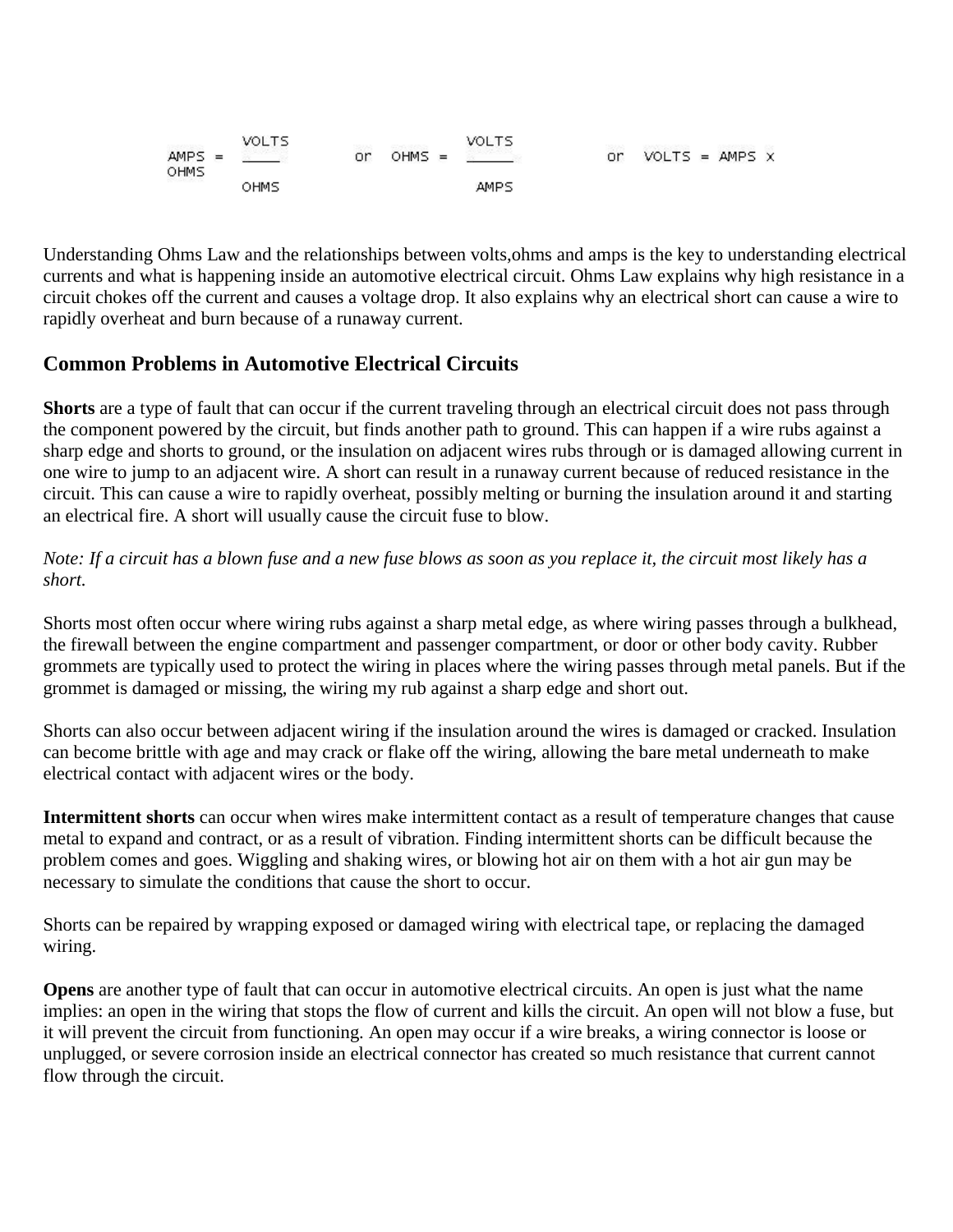$$\text{AMPS} = \frac{\text{VOLTS}}{\text{OHMS}} \quad \text{or} \quad \text{OHMS} = \frac{\text{VOLTS}}{\text{AMPS}} \quad \text{or} \quad \text{VOLTS} = \text{AMPS} \times \text{OHMS}$$

Understanding Ohms Law and the relationships between volts,ohms and amps is the key to understanding electrical currents and what is happening inside an automotive electrical circuit. Ohms Law explains why high resistance in a circuit chokes off the current and causes a voltage drop. It also explains why an electrical short can cause a wire to rapidly overheat and burn because of a runaway current.

## Common Problems in Automotive Electrical Circuits

**Shorts** are a type of fault that can occur if the current traveling through an electrical circuit does not pass through the component powered by the circuit, but finds another path to ground. This can happen if a wire rubs against a sharp edge and shorts to ground, or the insulation on adjacent wires rubs through or is damaged allowing current in one wire to jump to an adjacent wire. A short can result in a runaway current because of reduced resistance in the circuit. This can cause a wire to rapidly overheat, possibly melting or burning the insulation around it and starting an electrical fire. A short will usually cause the circuit fuse to blow.

*Note: If a circuit has a blown fuse and a new fuse blows as soon as you replace it, the circuit most likely has a short.*

Shorts most often occur where wiring rubs against a sharp metal edge, as where wiring passes through a bulkhead, the firewall between the engine compartment and passenger compartment, or door or other body cavity. Rubber grommets are typically used to protect the wiring in places where the wiring passes through metal panels. But if the grommet is damaged or missing, the wiring my rub against a sharp edge and short out.

Shorts can also occur between adjacent wiring if the insulation around the wires is damaged or cracked. Insulation can become brittle with age and may crack or flake off the wiring, allowing the bare metal underneath to make electrical contact with adjacent wires or the body.

**Intermittent shorts** can occur when wires make intermittent contact as a result of temperature changes that cause metal to expand and contract, or as a result of vibration. Finding intermittent shorts can be difficult because the problem comes and goes. Wiggling and shaking wires, or blowing hot air on them with a hot air gun may be necessary to simulate the conditions that cause the short to occur.

Shorts can be repaired by wrapping exposed or damaged wiring with electrical tape, or replacing the damaged wiring.

**Opens** are another type of fault that can occur in automotive electrical circuits. An open is just what the name implies: an open in the wiring that stops the flow of current and kills the circuit. An open will not blow a fuse, but it will prevent the circuit from functioning. An open may occur if a wire breaks, a wiring connector is loose or unplugged, or severe corrosion inside an electrical connector has created so much resistance that current cannot flow through the circuit.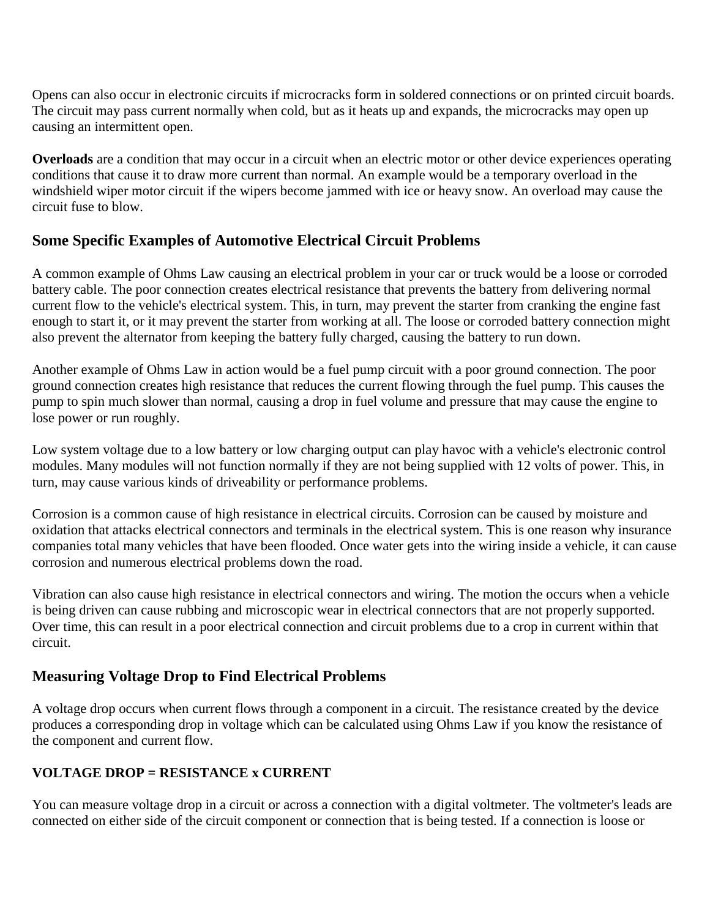Opens can also occur in electronic circuits if microcracks form in soldered connections or on printed circuit boards. The circuit may pass current normally when cold, but as it heats up and expands, the microcracks may open up causing an intermittent open.

**Overloads** are a condition that may occur in a circuit when an electric motor or other device experiences operating conditions that cause it to draw more current than normal. An example would be a temporary overload in the windshield wiper motor circuit if the wipers become jammed with ice or heavy snow. An overload may cause the circuit fuse to blow.

## Some Specific Examples of Automotive Electrical Circuit Problems

A common example of Ohms Law causing an electrical problem in your car or truck would be a loose or corroded battery cable. The poor connection creates electrical resistance that prevents the battery from delivering normal current flow to the vehicle's electrical system. This, in turn, may prevent the starter from cranking the engine fast enough to start it, or it may prevent the starter from working at all. The loose or corroded battery connection might also prevent the alternator from keeping the battery fully charged, causing the battery to run down.

Another example of Ohms Law in action would be a fuel pump circuit with a poor ground connection. The poor ground connection creates high resistance that reduces the current flowing through the fuel pump. This causes the pump to spin much slower than normal, causing a drop in fuel volume and pressure that may cause the engine to lose power or run roughly.

Low system voltage due to a low battery or low charging output can play havoc with a vehicle's electronic control modules. Many modules will not function normally if they are not being supplied with 12 volts of power. This, in turn, may cause various kinds of driveability or performance problems.

Corrosion is a common cause of high resistance in electrical circuits. Corrosion can be caused by moisture and oxidation that attacks electrical connectors and terminals in the electrical system. This is one reason why insurance companies total many vehicles that have been flooded. Once water gets into the wiring inside a vehicle, it can cause corrosion and numerous electrical problems down the road.

Vibration can also cause high resistance in electrical connectors and wiring. The motion the occurs when a vehicle is being driven can cause rubbing and microscopic wear in electrical connectors that are not properly supported. Over time, this can result in a poor electrical connection and circuit problems due to a crop in current within that circuit.

## Measuring Voltage Drop to Find Electrical Problems

A voltage drop occurs when current flows through a component in a circuit. The resistance created by the device produces a corresponding drop in voltage which can be calculated using Ohms Law if you know the resistance of the component and current flow.

**VOLTAGE DROP = RESISTANCE x CURRENT**

You can measure voltage drop in a circuit or across a connection with a digital voltmeter. The voltmeter's leads are connected on either side of the circuit component or connection that is being tested. If a connection is loose or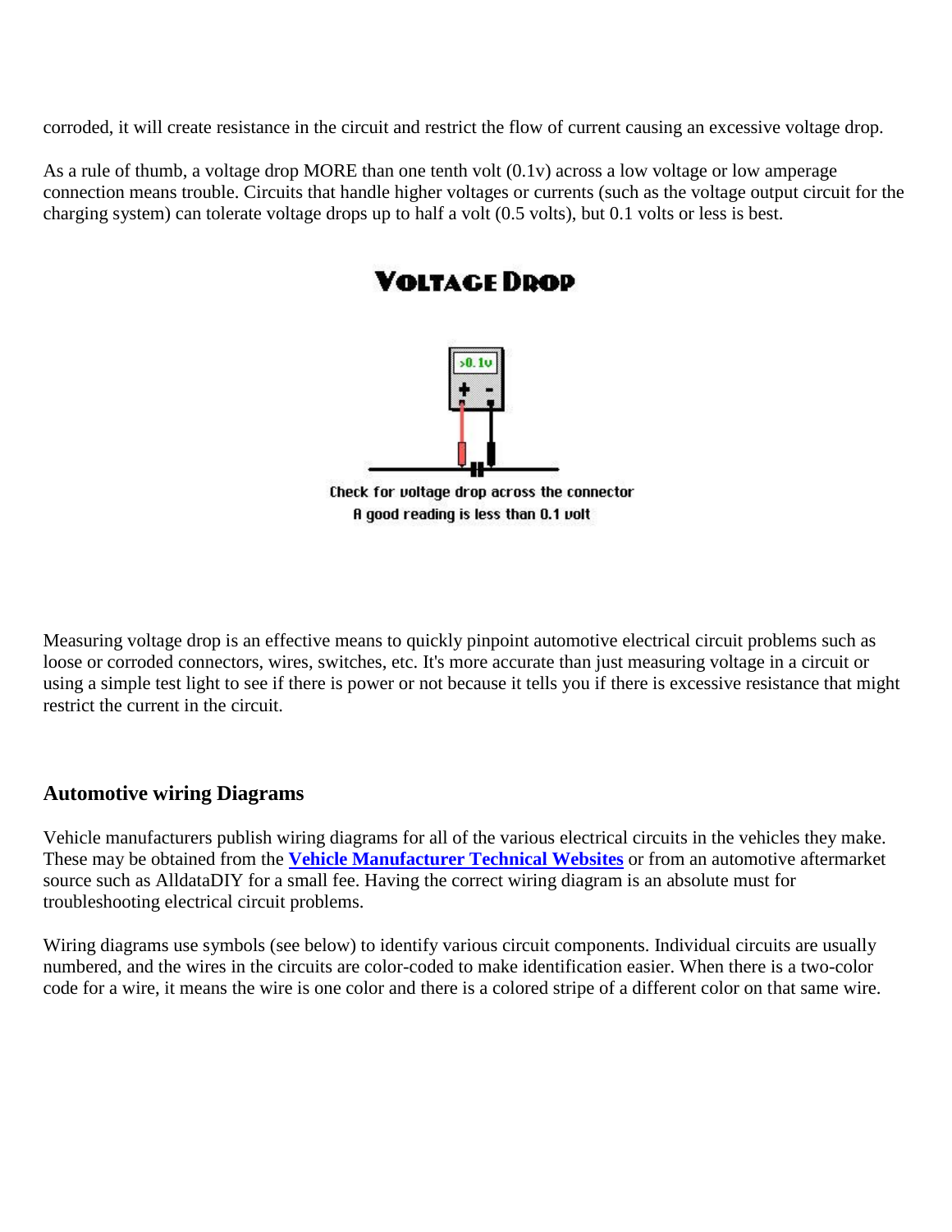corroded, it will create resistance in the circuit and restrict the flow of current causing an excessive voltage drop.

As a rule of thumb, a voltage drop MORE than one tenth volt (0.1v) across a low voltage or low amperage connection means trouble. Circuits that handle higher voltages or currents (such as the voltage output circuit for the charging system) can tolerate voltage drops up to half a volt (0.5 volts), but 0.1 volts or less is best.

**VOLTAGE DROP**

>0.1v

Check for voltage drop across the connector
A good reading is less than 0.1 volt

Measuring voltage drop is an effective means to quickly pinpoint automotive electrical circuit problems such as loose or corroded connectors, wires, switches, etc. It's more accurate than just measuring voltage in a circuit or using a simple test light to see if there is power or not because it tells you if there is excessive resistance that might restrict the current in the circuit.

### Automotive wiring Diagrams

Vehicle manufacturers publish wiring diagrams for all of the various electrical circuits in the vehicles they make. These may be obtained from the **Vehicle Manufacturer Technical Websites** or from an automotive aftermarket source such as AlldataDIY for a small fee. Having the correct wiring diagram is an absolute must for troubleshooting electrical circuit problems.

Wiring diagrams use symbols (see below) to identify various circuit components. Individual circuits are usually numbered, and the wires in the circuits are color-coded to make identification easier. When there is a two-color code for a wire, it means the wire is one color and there is a colored stripe of a different color on that same wire.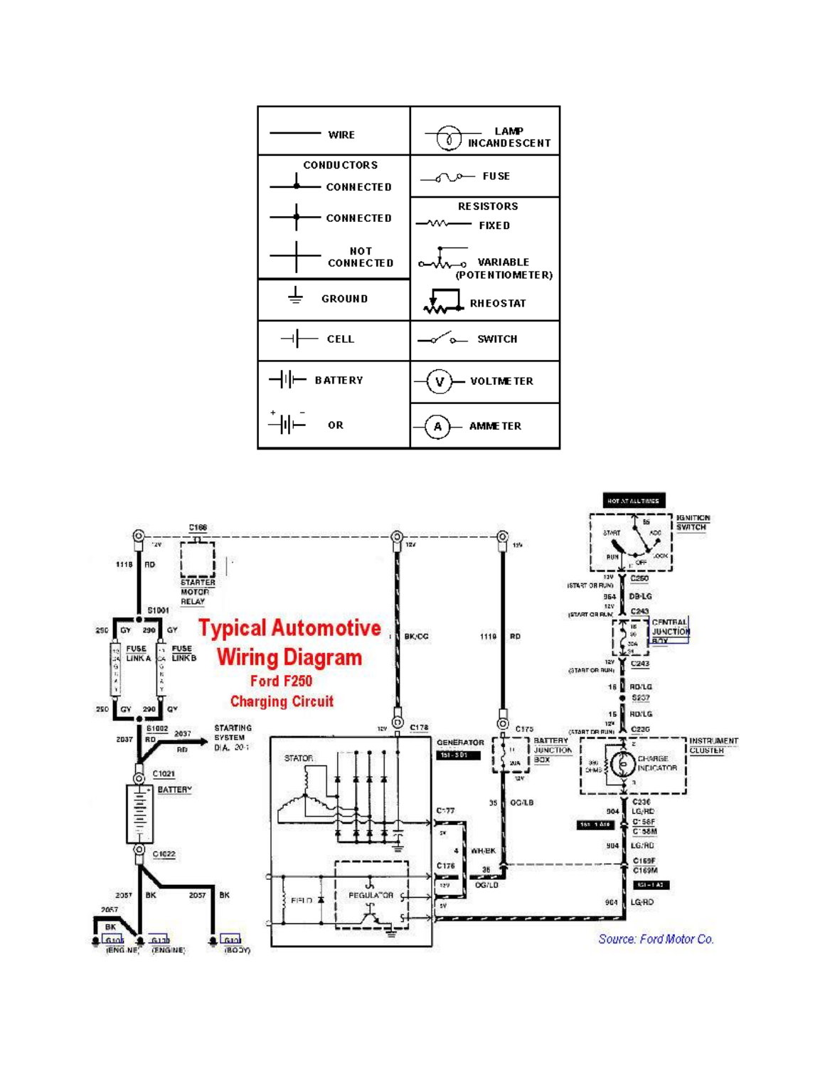| | |
|---|---|
| WIRE | LAMP INCANDESCENT |
| CONDUCTORS CONNECTED | FUSE |
| CONNECTED | RESISTORS FIXED |
| NOT CONNECTED | VARIABLE (POTENTIOMETER) |
| GROUND | RHEOSTAT |
| CELL | SWITCH |
| BATTERY | VOLTMETER |
| OR | AMMETER |

**Typical Automotive Wiring Diagram**

**Ford F250**

**Charging Circuit**

*Source: Ford Motor Co.*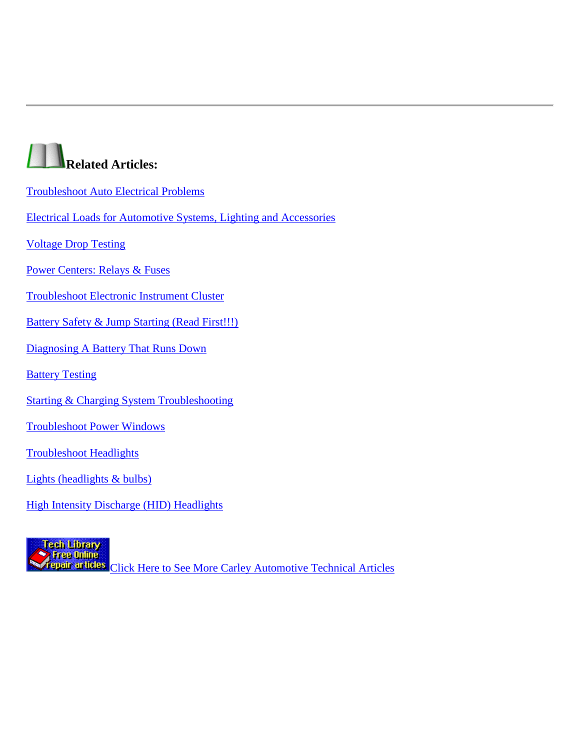---

**Related Articles:**

Troubleshoot Auto Electrical Problems

Electrical Loads for Automotive Systems, Lighting and Accessories

Voltage Drop Testing

Power Centers: Relays & Fuses

Troubleshoot Electronic Instrument Cluster

Battery Safety & Jump Starting (Read First!!!)

Diagnosing A Battery That Runs Down

Battery Testing

Starting & Charging System Troubleshooting

Troubleshoot Power Windows

Troubleshoot Headlights

Lights (headlights & bulbs)

High Intensity Discharge (HID) Headlights

Click Here to See More Carley Automotive Technical Articles